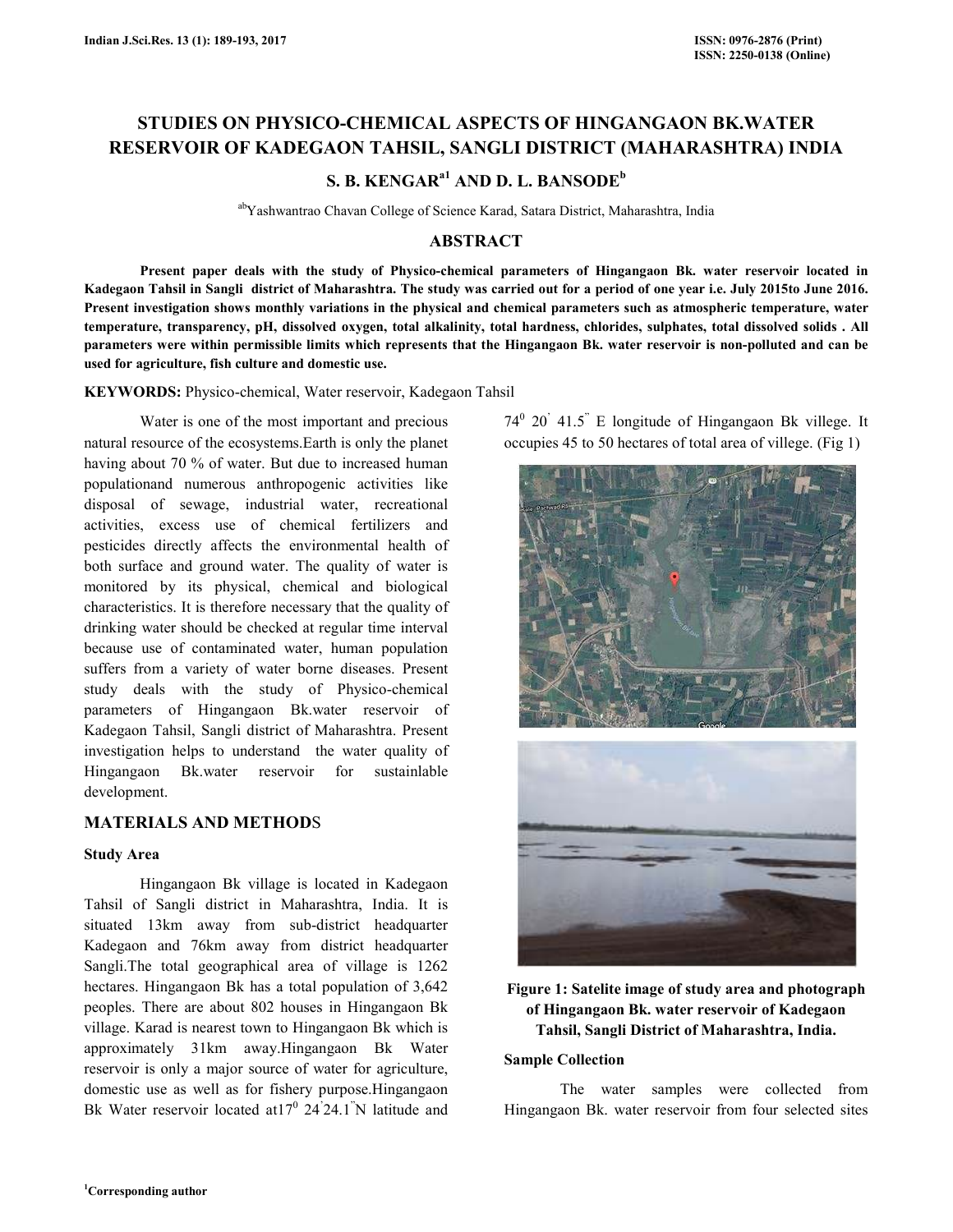# STUDIES ON PHYSICO-CHEMICAL ASPECTS OF HINGANGAON BK.WATER RESERVOIR OF KADEGAON TAHSIL, SANGLI DISTRICT (MAHARASHTRA) INDIA

**S. B. KENGAR[a1] AND D. L. BANSODE[b]**

[ab]Yashwantrao Chavan College of Science Karad, Satara District, Maharashtra, India

## ABSTRACT

**Present paper deals with the study of Physico-chemical parameters of Hingangaon Bk. water reservoir located in Kadegaon Tahsil in Sangli district of Maharashtra. The study was carried out for a period of one year i.e. July 2015to June 2016. Present investigation shows monthly variations in the physical and chemical parameters such as atmospheric temperature, water temperature, transparency, pH, dissolved oxygen, total alkalinity, total hardness, chlorides, sulphates, total dissolved solids . All parameters were within permissible limits which represents that the Hingangaon Bk. water reservoir is non-polluted and can be used for agriculture, fish culture and domestic use.**

**KEYWORDS:** Physico-chemical, Water reservoir, Kadegaon Tahsil

Water is one of the most important and precious natural resource of the ecosystems.Earth is only the planet having about 70 % of water. But due to increased human populationand numerous anthropogenic activities like disposal of sewage, industrial water, recreational activities, excess use of chemical fertilizers and pesticides directly affects the environmental health of both surface and ground water. The quality of water is monitored by its physical, chemical and biological characteristics. It is therefore necessary that the quality of drinking water should be checked at regular time interval because use of contaminated water, human population suffers from a variety of water borne diseases. Present study deals with the study of Physico-chemical parameters of Hingangaon Bk.water reservoir of Kadegaon Tahsil, Sangli district of Maharashtra. Present investigation helps to understand the water quality of Hingangaon Bk.water reservoir for sustainlable development.

## MATERIALS AND METHODS

### Study Area

Hingangaon Bk village is located in Kadegaon Tahsil of Sangli district in Maharashtra, India. It is situated 13km away from sub-district headquarter Kadegaon and 76km away from district headquarter Sangli.The total geographical area of village is 1262 hectares. Hingangaon Bk has a total population of 3,642 peoples. There are about 802 houses in Hingangaon Bk village. Karad is nearest town to Hingangaon Bk which is approximately 31km away.Hingangaon Bk Water reservoir is only a major source of water for agriculture, domestic use as well as for fishery purpose.Hingangaon Bk Water reservoir located at17$^0$ 24$^'$24.1$^{''}$N latitude and 74$^0$ 20$^'$ 41.5$^{''}$ E longitude of Hingangaon Bk villege. It occupies 45 to 50 hectares of total area of villege. (Fig 1)

**Figure 1: Satelite image of study area and photograph of Hingangaon Bk. water reservoir of Kadegaon Tahsil, Sangli District of Maharashtra, India.**

### Sample Collection

The water samples were collected from Hingangaon Bk. water reservoir from four selected sites

[1]Corresponding author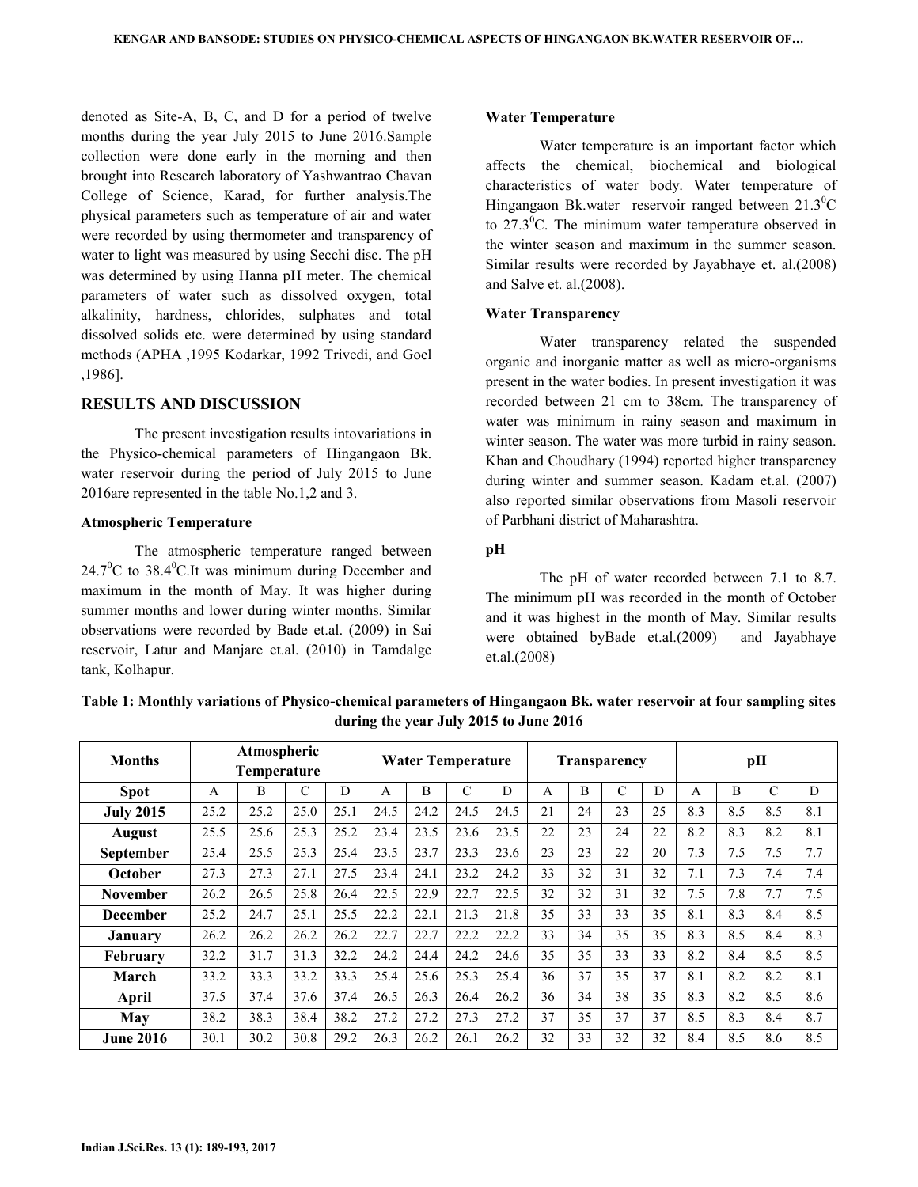denoted as Site-A, B, C, and D for a period of twelve months during the year July 2015 to June 2016.Sample collection were done early in the morning and then brought into Research laboratory of Yashwantrao Chavan College of Science, Karad, for further analysis.The physical parameters such as temperature of air and water were recorded by using thermometer and transparency of water to light was measured by using Secchi disc. The pH was determined by using Hanna pH meter. The chemical parameters of water such as dissolved oxygen, total alkalinity, hardness, chlorides, sulphates and total dissolved solids etc. were determined by using standard methods (APHA ,1995 Kodarkar, 1992 Trivedi, and Goel ,1986].

## RESULTS AND DISCUSSION

The present investigation results intovariations in the Physico-chemical parameters of Hingangaon Bk. water reservoir during the period of July 2015 to June 2016are represented in the table No.1,2 and 3.

### Atmospheric Temperature

The atmospheric temperature ranged between 24.7$^0$C to 38.4$^0$C.It was minimum during December and maximum in the month of May. It was higher during summer months and lower during winter months. Similar observations were recorded by Bade et.al. (2009) in Sai reservoir, Latur and Manjare et.al. (2010) in Tamdalge tank, Kolhapur.

### Water Temperature

Water temperature is an important factor which affects the chemical, biochemical and biological characteristics of water body. Water temperature of Hingangaon Bk.water reservoir ranged between 21.3$^0$C to 27.3$^0$C. The minimum water temperature observed in the winter season and maximum in the summer season. Similar results were recorded by Jayabhaye et. al.(2008) and Salve et. al.(2008).

### Water Transparency

Water transparency related the suspended organic and inorganic matter as well as micro-organisms present in the water bodies. In present investigation it was recorded between 21 cm to 38cm. The transparency of water was minimum in rainy season and maximum in winter season. The water was more turbid in rainy season. Khan and Choudhary (1994) reported higher transparency during winter and summer season. Kadam et.al. (2007) also reported similar observations from Masoli reservoir of Parbhani district of Maharashtra.

### pH

The pH of water recorded between 7.1 to 8.7. The minimum pH was recorded in the month of October and it was highest in the month of May. Similar results were obtained byBade et.al.(2009) and Jayabhaye et.al.(2008)

**Table 1: Monthly variations of Physico-chemical parameters of Hingangaon Bk. water reservoir at four sampling sites during the year July 2015 to June 2016**

| Months | Atmospheric Temperature | | | | Water Temperature | | | | Transparency | | | | pH | | | |
|---|---|---|---|---|---|---|---|---|---|---|---|---|---|---|---|---|
| **Spot** | A | B | C | D | A | B | C | D | A | B | C | D | A | B | C | D |
| **July 2015** | 25.2 | 25.2 | 25.0 | 25.1 | 24.5 | 24.2 | 24.5 | 24.5 | 21 | 24 | 23 | 25 | 8.3 | 8.5 | 8.5 | 8.1 |
| **August** | 25.5 | 25.6 | 25.3 | 25.2 | 23.4 | 23.5 | 23.6 | 23.5 | 22 | 23 | 24 | 22 | 8.2 | 8.3 | 8.2 | 8.1 |
| **September** | 25.4 | 25.5 | 25.3 | 25.4 | 23.5 | 23.7 | 23.3 | 23.6 | 23 | 23 | 22 | 20 | 7.3 | 7.5 | 7.5 | 7.7 |
| **October** | 27.3 | 27.3 | 27.1 | 27.5 | 23.4 | 24.1 | 23.2 | 24.2 | 33 | 32 | 31 | 32 | 7.1 | 7.3 | 7.4 | 7.4 |
| **November** | 26.2 | 26.5 | 25.8 | 26.4 | 22.5 | 22.9 | 22.7 | 22.5 | 32 | 32 | 31 | 32 | 7.5 | 7.8 | 7.7 | 7.5 |
| **December** | 25.2 | 24.7 | 25.1 | 25.5 | 22.2 | 22.1 | 21.3 | 21.8 | 35 | 33 | 33 | 35 | 8.1 | 8.3 | 8.4 | 8.5 |
| **January** | 26.2 | 26.2 | 26.2 | 26.2 | 22.7 | 22.7 | 22.2 | 22.2 | 33 | 34 | 35 | 35 | 8.3 | 8.5 | 8.4 | 8.3 |
| **February** | 32.2 | 31.7 | 31.3 | 32.2 | 24.2 | 24.4 | 24.2 | 24.6 | 35 | 35 | 33 | 33 | 8.2 | 8.4 | 8.5 | 8.5 |
| **March** | 33.2 | 33.3 | 33.2 | 33.3 | 25.4 | 25.6 | 25.3 | 25.4 | 36 | 37 | 35 | 37 | 8.1 | 8.2 | 8.2 | 8.1 |
| **April** | 37.5 | 37.4 | 37.6 | 37.4 | 26.5 | 26.3 | 26.4 | 26.2 | 36 | 34 | 38 | 35 | 8.3 | 8.2 | 8.5 | 8.6 |
| **May** | 38.2 | 38.3 | 38.4 | 38.2 | 27.2 | 27.2 | 27.3 | 27.2 | 37 | 35 | 37 | 37 | 8.5 | 8.3 | 8.4 | 8.7 |
| **June 2016** | 30.1 | 30.2 | 30.8 | 29.2 | 26.3 | 26.2 | 26.1 | 26.2 | 32 | 33 | 32 | 32 | 8.4 | 8.5 | 8.6 | 8.5 |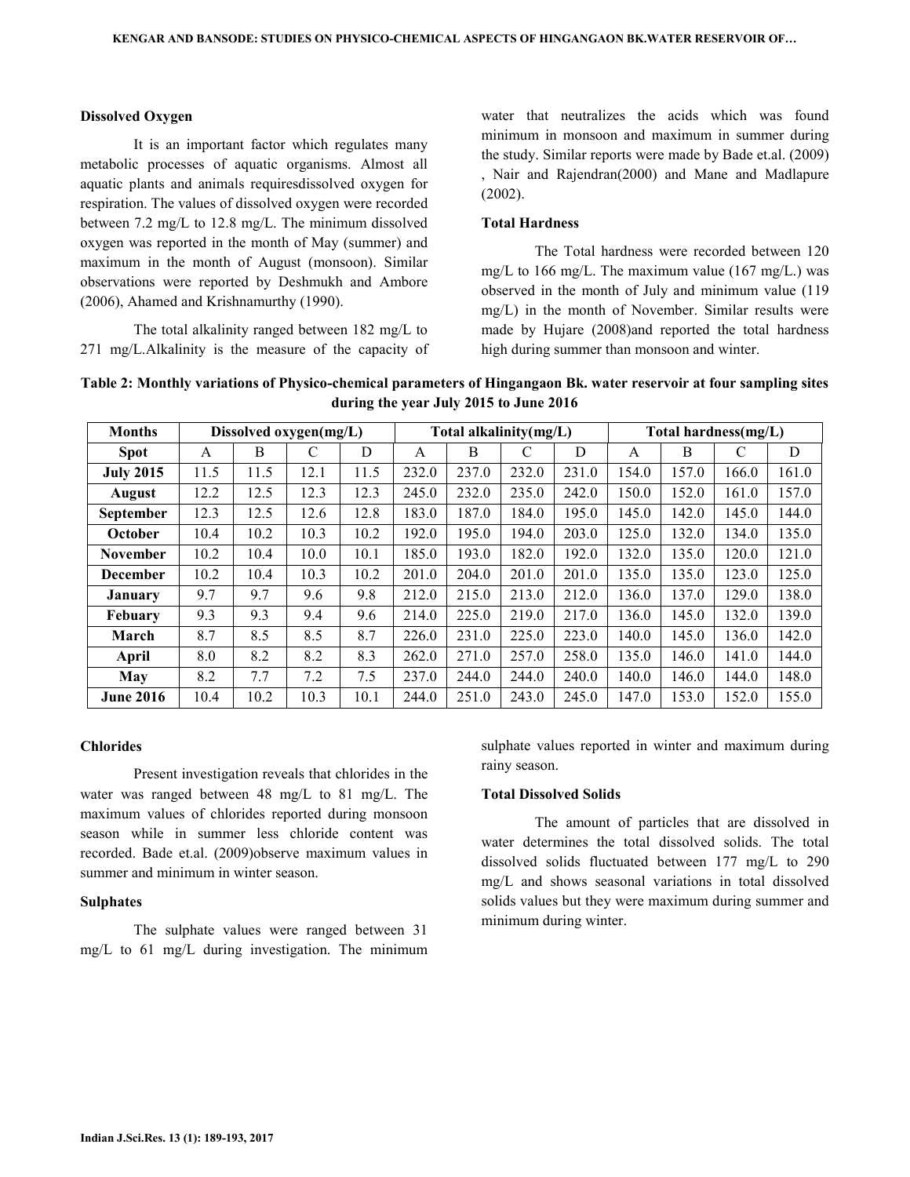### Dissolved Oxygen

It is an important factor which regulates many metabolic processes of aquatic organisms. Almost all aquatic plants and animals requiresdissolved oxygen for respiration. The values of dissolved oxygen were recorded between 7.2 mg/L to 12.8 mg/L. The minimum dissolved oxygen was reported in the month of May (summer) and maximum in the month of August (monsoon). Similar observations were reported by Deshmukh and Ambore (2006), Ahamed and Krishnamurthy (1990).

The total alkalinity ranged between 182 mg/L to 271 mg/L.Alkalinity is the measure of the capacity of water that neutralizes the acids which was found minimum in monsoon and maximum in summer during the study. Similar reports were made by Bade et.al. (2009) , Nair and Rajendran(2000) and Mane and Madlapure (2002).

### Total Hardness

The Total hardness were recorded between 120 mg/L to 166 mg/L. The maximum value (167 mg/L.) was observed in the month of July and minimum value (119 mg/L) in the month of November. Similar results were made by Hujare (2008)and reported the total hardness high during summer than monsoon and winter.

**Table 2: Monthly variations of Physico-chemical parameters of Hingangaon Bk. water reservoir at four sampling sites during the year July 2015 to June 2016**

| Months | Dissolved oxygen(mg/L) | | | | Total alkalinity(mg/L) | | | | Total hardness(mg/L) | | | |
|---|---|---|---|---|---|---|---|---|---|---|---|---|
| **Spot** | A | B | C | D | A | B | C | D | A | B | C | D |
| **July 2015** | 11.5 | 11.5 | 12.1 | 11.5 | 232.0 | 237.0 | 232.0 | 231.0 | 154.0 | 157.0 | 166.0 | 161.0 |
| **August** | 12.2 | 12.5 | 12.3 | 12.3 | 245.0 | 232.0 | 235.0 | 242.0 | 150.0 | 152.0 | 161.0 | 157.0 |
| **September** | 12.3 | 12.5 | 12.6 | 12.8 | 183.0 | 187.0 | 184.0 | 195.0 | 145.0 | 142.0 | 145.0 | 144.0 |
| **October** | 10.4 | 10.2 | 10.3 | 10.2 | 192.0 | 195.0 | 194.0 | 203.0 | 125.0 | 132.0 | 134.0 | 135.0 |
| **November** | 10.2 | 10.4 | 10.0 | 10.1 | 185.0 | 193.0 | 182.0 | 192.0 | 132.0 | 135.0 | 120.0 | 121.0 |
| **December** | 10.2 | 10.4 | 10.3 | 10.2 | 201.0 | 204.0 | 201.0 | 201.0 | 135.0 | 135.0 | 123.0 | 125.0 |
| **January** | 9.7 | 9.7 | 9.6 | 9.8 | 212.0 | 215.0 | 213.0 | 212.0 | 136.0 | 137.0 | 129.0 | 138.0 |
| **Febuary** | 9.3 | 9.3 | 9.4 | 9.6 | 214.0 | 225.0 | 219.0 | 217.0 | 136.0 | 145.0 | 132.0 | 139.0 |
| **March** | 8.7 | 8.5 | 8.5 | 8.7 | 226.0 | 231.0 | 225.0 | 223.0 | 140.0 | 145.0 | 136.0 | 142.0 |
| **April** | 8.0 | 8.2 | 8.2 | 8.3 | 262.0 | 271.0 | 257.0 | 258.0 | 135.0 | 146.0 | 141.0 | 144.0 |
| **May** | 8.2 | 7.7 | 7.2 | 7.5 | 237.0 | 244.0 | 244.0 | 240.0 | 140.0 | 146.0 | 144.0 | 148.0 |
| **June 2016** | 10.4 | 10.2 | 10.3 | 10.1 | 244.0 | 251.0 | 243.0 | 245.0 | 147.0 | 153.0 | 152.0 | 155.0 |

### Chlorides

Present investigation reveals that chlorides in the water was ranged between 48 mg/L to 81 mg/L. The maximum values of chlorides reported during monsoon season while in summer less chloride content was recorded. Bade et.al. (2009)observe maximum values in summer and minimum in winter season.

### Sulphates

The sulphate values were ranged between 31 mg/L to 61 mg/L during investigation. The minimum sulphate values reported in winter and maximum during rainy season.

### Total Dissolved Solids

The amount of particles that are dissolved in water determines the total dissolved solids. The total dissolved solids fluctuated between 177 mg/L to 290 mg/L and shows seasonal variations in total dissolved solids values but they were maximum during summer and minimum during winter.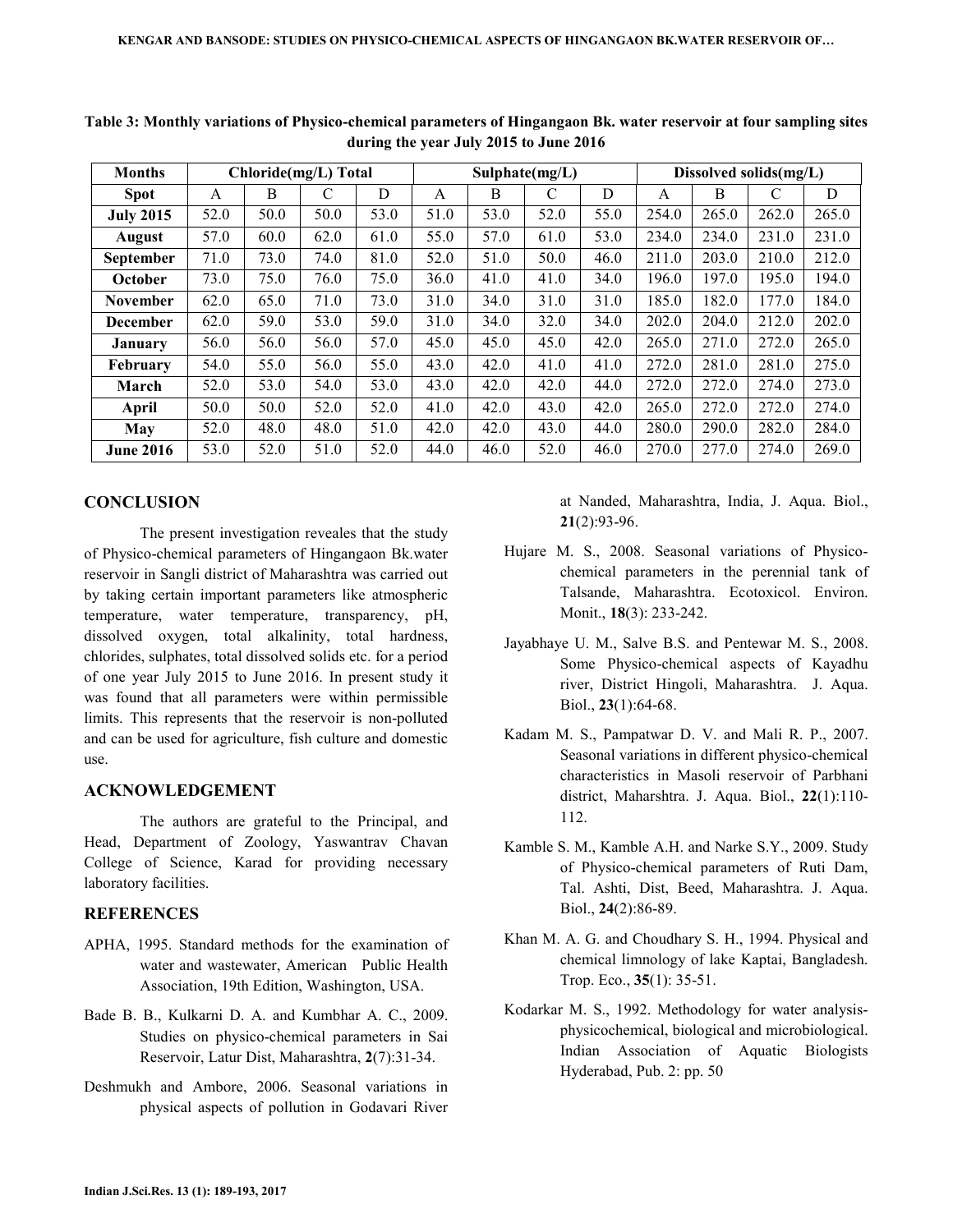**Table 3: Monthly variations of Physico-chemical parameters of Hingangaon Bk. water reservoir at four sampling sites during the year July 2015 to June 2016**

| Months | Chloride(mg/L) Total | | | | Sulphate(mg/L) | | | | Dissolved solids(mg/L) | | | |
|---|---|---|---|---|---|---|---|---|---|---|---|---|
| **Spot** | A | B | C | D | A | B | C | D | A | B | C | D |
| **July 2015** | 52.0 | 50.0 | 50.0 | 53.0 | 51.0 | 53.0 | 52.0 | 55.0 | 254.0 | 265.0 | 262.0 | 265.0 |
| **August** | 57.0 | 60.0 | 62.0 | 61.0 | 55.0 | 57.0 | 61.0 | 53.0 | 234.0 | 234.0 | 231.0 | 231.0 |
| **September** | 71.0 | 73.0 | 74.0 | 81.0 | 52.0 | 51.0 | 50.0 | 46.0 | 211.0 | 203.0 | 210.0 | 212.0 |
| **October** | 73.0 | 75.0 | 76.0 | 75.0 | 36.0 | 41.0 | 41.0 | 34.0 | 196.0 | 197.0 | 195.0 | 194.0 |
| **November** | 62.0 | 65.0 | 71.0 | 73.0 | 31.0 | 34.0 | 31.0 | 31.0 | 185.0 | 182.0 | 177.0 | 184.0 |
| **December** | 62.0 | 59.0 | 53.0 | 59.0 | 31.0 | 34.0 | 32.0 | 34.0 | 202.0 | 204.0 | 212.0 | 202.0 |
| **January** | 56.0 | 56.0 | 56.0 | 57.0 | 45.0 | 45.0 | 45.0 | 42.0 | 265.0 | 271.0 | 272.0 | 265.0 |
| **February** | 54.0 | 55.0 | 56.0 | 55.0 | 43.0 | 42.0 | 41.0 | 41.0 | 272.0 | 281.0 | 281.0 | 275.0 |
| **March** | 52.0 | 53.0 | 54.0 | 53.0 | 43.0 | 42.0 | 42.0 | 44.0 | 272.0 | 272.0 | 274.0 | 273.0 |
| **April** | 50.0 | 50.0 | 52.0 | 52.0 | 41.0 | 42.0 | 43.0 | 42.0 | 265.0 | 272.0 | 272.0 | 274.0 |
| **May** | 52.0 | 48.0 | 48.0 | 51.0 | 42.0 | 42.0 | 43.0 | 44.0 | 280.0 | 290.0 | 282.0 | 284.0 |
| **June 2016** | 53.0 | 52.0 | 51.0 | 52.0 | 44.0 | 46.0 | 52.0 | 46.0 | 270.0 | 277.0 | 274.0 | 269.0 |

## CONCLUSION

The present investigation reveales that the study of Physico-chemical parameters of Hingangaon Bk.water reservoir in Sangli district of Maharashtra was carried out by taking certain important parameters like atmospheric temperature, water temperature, transparency, pH, dissolved oxygen, total alkalinity, total hardness, chlorides, sulphates, total dissolved solids etc. for a period of one year July 2015 to June 2016. In present study it was found that all parameters were within permissible limits. This represents that the reservoir is non-polluted and can be used for agriculture, fish culture and domestic use.

## ACKNOWLEDGEMENT

The authors are grateful to the Principal, and Head, Department of Zoology, Yaswantrav Chavan College of Science, Karad for providing necessary laboratory facilities.

## REFERENCES

APHA, 1995. Standard methods for the examination of water and wastewater, American Public Health Association, 19th Edition, Washington, USA.

Bade B. B., Kulkarni D. A. and Kumbhar A. C., 2009. Studies on physico-chemical parameters in Sai Reservoir, Latur Dist, Maharashtra, **2**(7):31-34.

Deshmukh and Ambore, 2006. Seasonal variations in physical aspects of pollution in Godavari River at Nanded, Maharashtra, India, J. Aqua. Biol., **21**(2):93-96.

Hujare M. S., 2008. Seasonal variations of Physico-chemical parameters in the perennial tank of Talsande, Maharashtra. Ecotoxicol. Environ. Monit., **18**(3): 233-242.

Jayabhaye U. M., Salve B.S. and Pentewar M. S., 2008. Some Physico-chemical aspects of Kayadhu river, District Hingoli, Maharashtra. J. Aqua. Biol., **23**(1):64-68.

Kadam M. S., Pampatwar D. V. and Mali R. P., 2007. Seasonal variations in different physico-chemical characteristics in Masoli reservoir of Parbhani district, Maharshtra. J. Aqua. Biol., **22**(1):110-112.

Kamble S. M., Kamble A.H. and Narke S.Y., 2009. Study of Physico-chemical parameters of Ruti Dam, Tal. Ashti, Dist, Beed, Maharashtra. J. Aqua. Biol., **24**(2):86-89.

Khan M. A. G. and Choudhary S. H., 1994. Physical and chemical limnology of lake Kaptai, Bangladesh. Trop. Eco., **35**(1): 35-51.

Kodarkar M. S., 1992. Methodology for water analysis-physicochemical, biological and microbiological. Indian Association of Aquatic Biologists Hyderabad, Pub. 2: pp. 50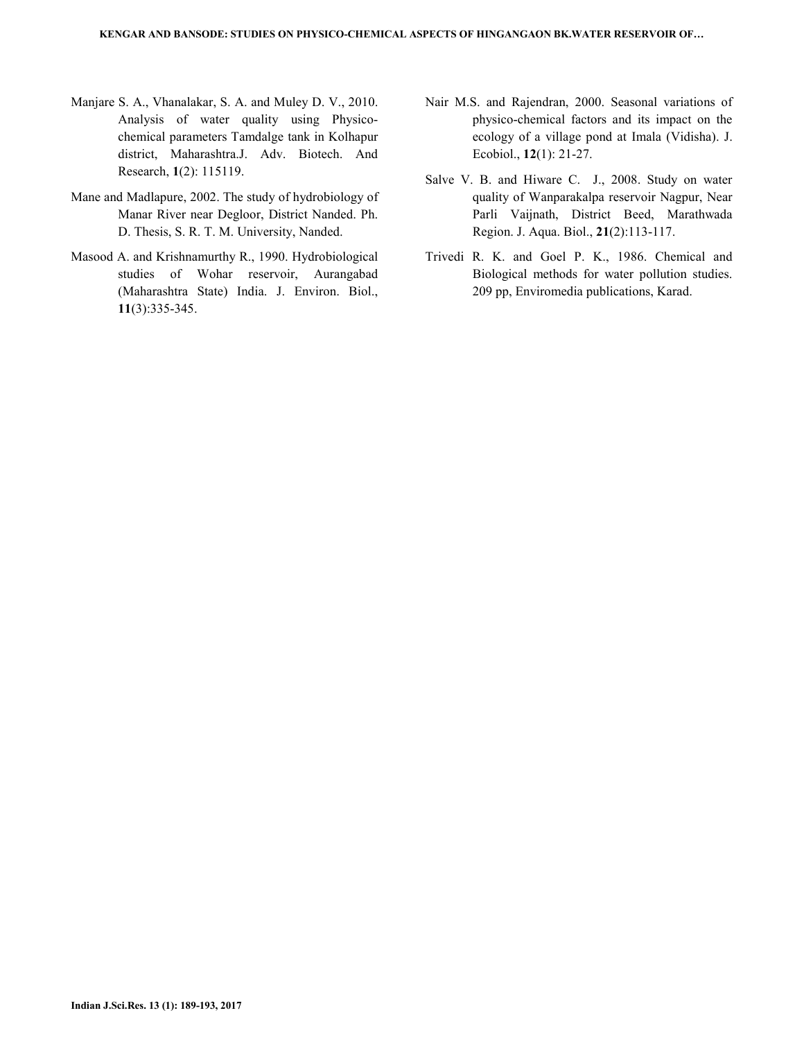Manjare S. A., Vhanalakar, S. A. and Muley D. V., 2010. Analysis of water quality using Physico-chemical parameters Tamdalge tank in Kolhapur district, Maharashtra.J. Adv. Biotech. And Research, **1**(2): 115119.

Mane and Madlapure, 2002. The study of hydrobiology of Manar River near Degloor, District Nanded. Ph. D. Thesis, S. R. T. M. University, Nanded.

Masood A. and Krishnamurthy R., 1990. Hydrobiological studies of Wohar reservoir, Aurangabad (Maharashtra State) India. J. Environ. Biol., **11**(3):335-345.

Nair M.S. and Rajendran, 2000. Seasonal variations of physico-chemical factors and its impact on the ecology of a village pond at Imala (Vidisha). J. Ecobiol., **12**(1): 21-27.

Salve V. B. and Hiware C. J., 2008. Study on water quality of Wanparakalpa reservoir Nagpur, Near Parli Vaijnath, District Beed, Marathwada Region. J. Aqua. Biol., **21**(2):113-117.

Trivedi R. K. and Goel P. K., 1986. Chemical and Biological methods for water pollution studies. 209 pp, Enviromedia publications, Karad.